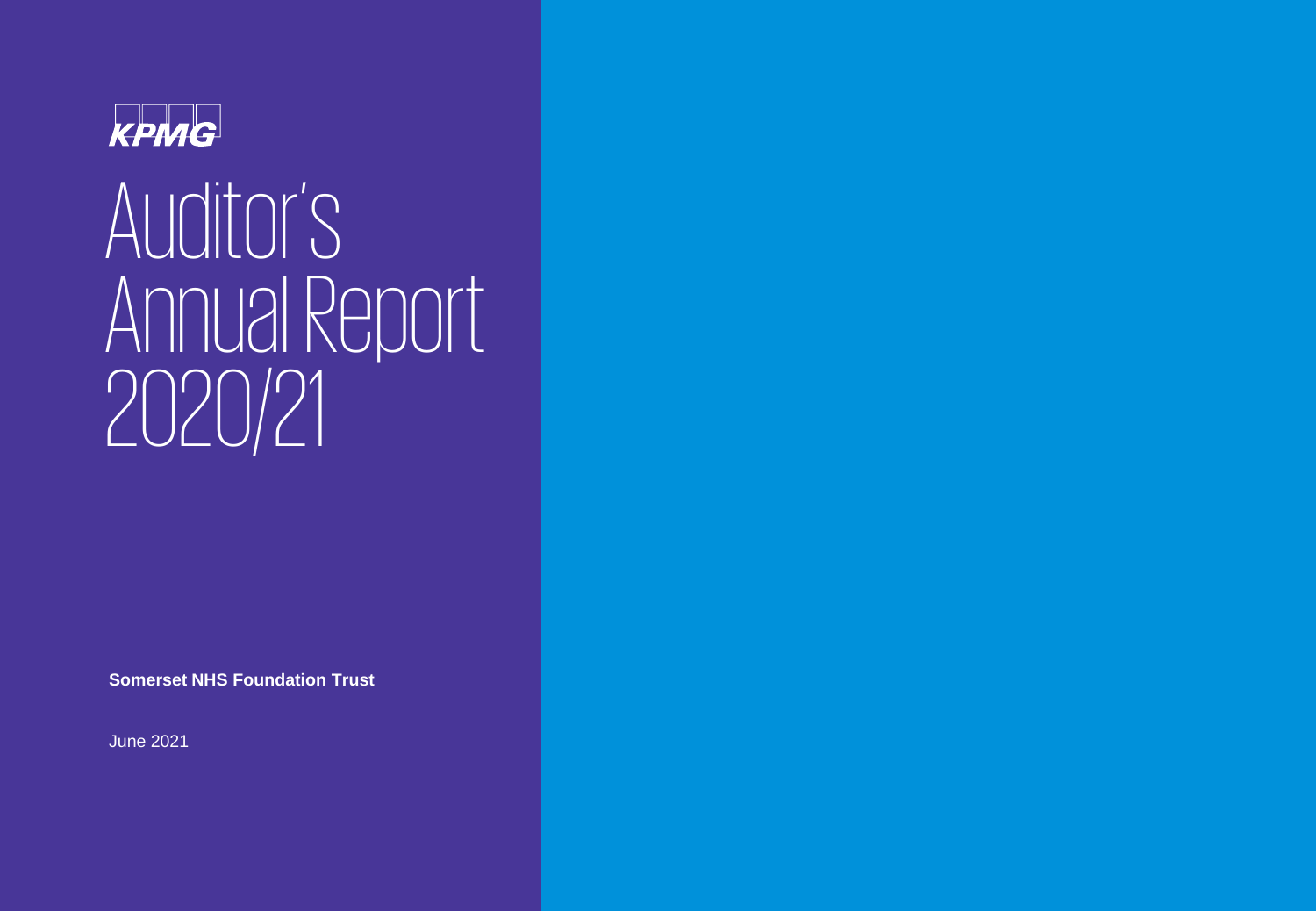KPMG

# Auditor's Annual Report 2020/21

**Somerset NHS Foundation Trust**

June 2021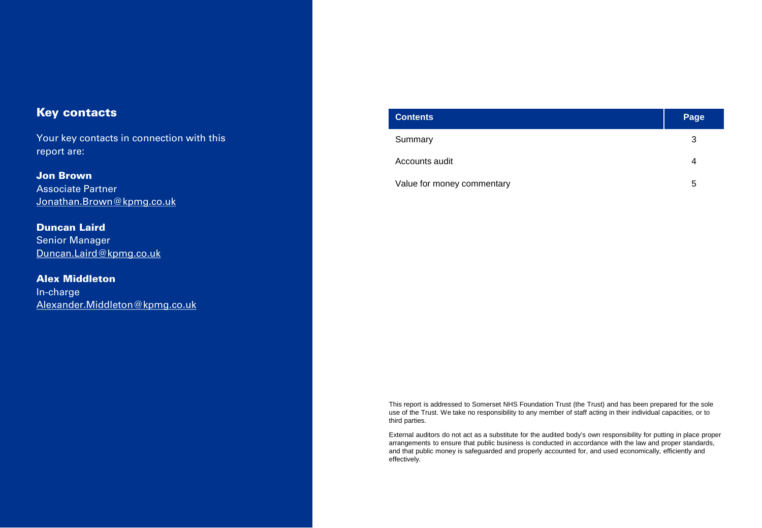## Key contacts

Your key contacts in connection with this report are:

**Jon Brown**
Associate Partner
Jonathan.Brown@kpmg.co.uk

**Duncan Laird**
Senior Manager
Duncan.Laird@kpmg.co.uk

**Alex Middleton**
In-charge
Alexander.Middleton@kpmg.co.uk

| Contents | Page |
| --- | --- |
| Summary | 3 |
| Accounts audit | 4 |
| Value for money commentary | 5 |

This report is addressed to Somerset NHS Foundation Trust (the Trust) and has been prepared for the sole use of the Trust. We take no responsibility to any member of staff acting in their individual capacities, or to third parties.

External auditors do not act as a substitute for the audited body's own responsibility for putting in place proper arrangements to ensure that public business is conducted in accordance with the law and proper standards, and that public money is safeguarded and properly accounted for, and used economically, efficiently and effectively.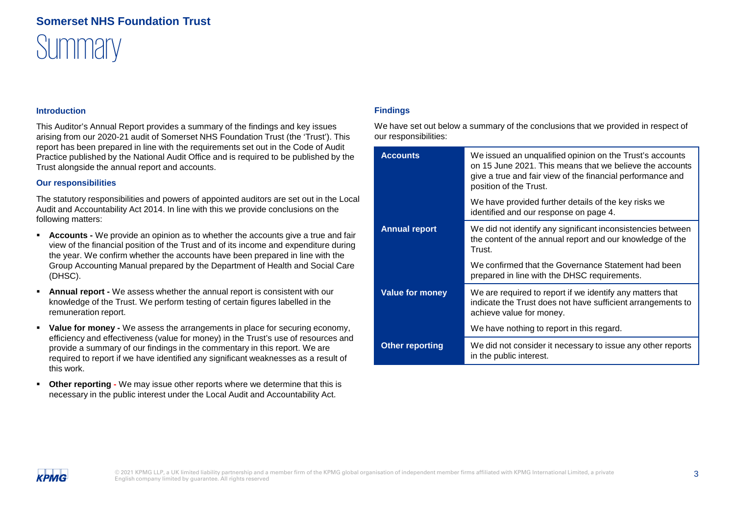# Somerset NHS Foundation Trust

## Summary

### Introduction

This Auditor's Annual Report provides a summary of the findings and key issues arising from our 2020-21 audit of Somerset NHS Foundation Trust (the 'Trust'). This report has been prepared in line with the requirements set out in the Code of Audit Practice published by the National Audit Office and is required to be published by the Trust alongside the annual report and accounts.

### Our responsibilities

The statutory responsibilities and powers of appointed auditors are set out in the Local Audit and Accountability Act 2014. In line with this we provide conclusions on the following matters:

- **Accounts -** We provide an opinion as to whether the accounts give a true and fair view of the financial position of the Trust and of its income and expenditure during the year. We confirm whether the accounts have been prepared in line with the Group Accounting Manual prepared by the Department of Health and Social Care (DHSC).
- **Annual report -** We assess whether the annual report is consistent with our knowledge of the Trust. We perform testing of certain figures labelled in the remuneration report.
- **Value for money -** We assess the arrangements in place for securing economy, efficiency and effectiveness (value for money) in the Trust's use of resources and provide a summary of our findings in the commentary in this report. We are required to report if we have identified any significant weaknesses as a result of this work.
- **Other reporting -** We may issue other reports where we determine that this is necessary in the public interest under the Local Audit and Accountability Act.

### Findings

We have set out below a summary of the conclusions that we provided in respect of our responsibilities:

| | |
|---|---|
| **Accounts** | We issued an unqualified opinion on the Trust's accounts on 15 June 2021. This means that we believe the accounts give a true and fair view of the financial performance and position of the Trust.<br><br>We have provided further details of the key risks we identified and our response on page 4. |
| **Annual report** | We did not identify any significant inconsistencies between the content of the annual report and our knowledge of the Trust.<br><br>We confirmed that the Governance Statement had been prepared in line with the DHSC requirements. |
| **Value for money** | We are required to report if we identify any matters that indicate the Trust does not have sufficient arrangements to achieve value for money.<br><br>We have nothing to report in this regard. |
| **Other reporting** | We did not consider it necessary to issue any other reports in the public interest. |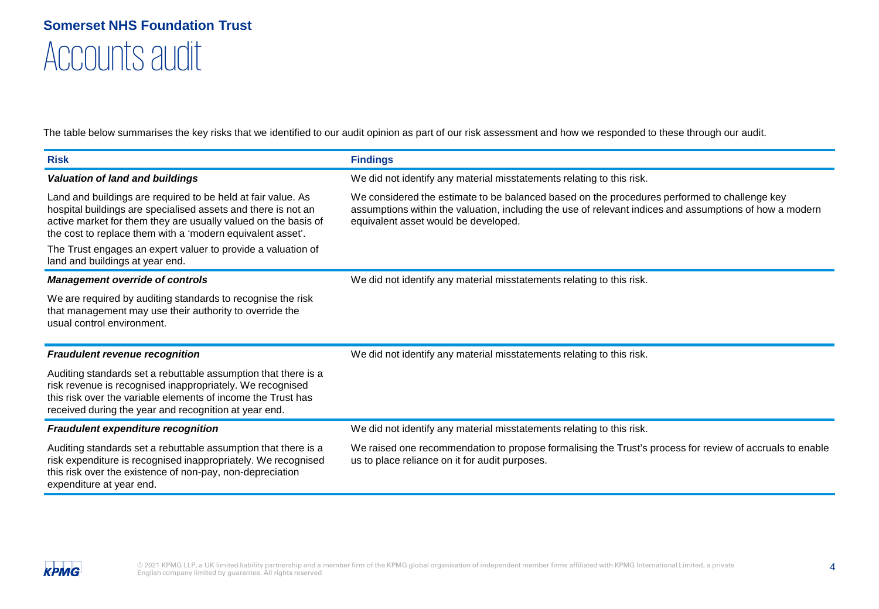**Somerset NHS Foundation Trust**

# Accounts audit

The table below summarises the key risks that we identified to our audit opinion as part of our risk assessment and how we responded to these through our audit.

| Risk | Findings |
|---|---|
| ***Valuation of land and buildings*** | We did not identify any material misstatements relating to this risk. |
| Land and buildings are required to be held at fair value. As hospital buildings are specialised assets and there is not an active market for them they are usually valued on the basis of the cost to replace them with a 'modern equivalent asset'. The Trust engages an expert valuer to provide a valuation of land and buildings at year end. | We considered the estimate to be balanced based on the procedures performed to challenge key assumptions within the valuation, including the use of relevant indices and assumptions of how a modern equivalent asset would be developed. |
| ***Management override of controls*** | We did not identify any material misstatements relating to this risk. |
| We are required by auditing standards to recognise the risk that management may use their authority to override the usual control environment. | |
| ***Fraudulent revenue recognition*** | We did not identify any material misstatements relating to this risk. |
| Auditing standards set a rebuttable assumption that there is a risk revenue is recognised inappropriately. We recognised this risk over the variable elements of income the Trust has received during the year and recognition at year end. | |
| ***Fraudulent expenditure recognition*** | We did not identify any material misstatements relating to this risk. |
| Auditing standards set a rebuttable assumption that there is a risk expenditure is recognised inappropriately. We recognised this risk over the existence of non-pay, non-depreciation expenditure at year end. | We raised one recommendation to propose formalising the Trust's process for review of accruals to enable us to place reliance on it for audit purposes. |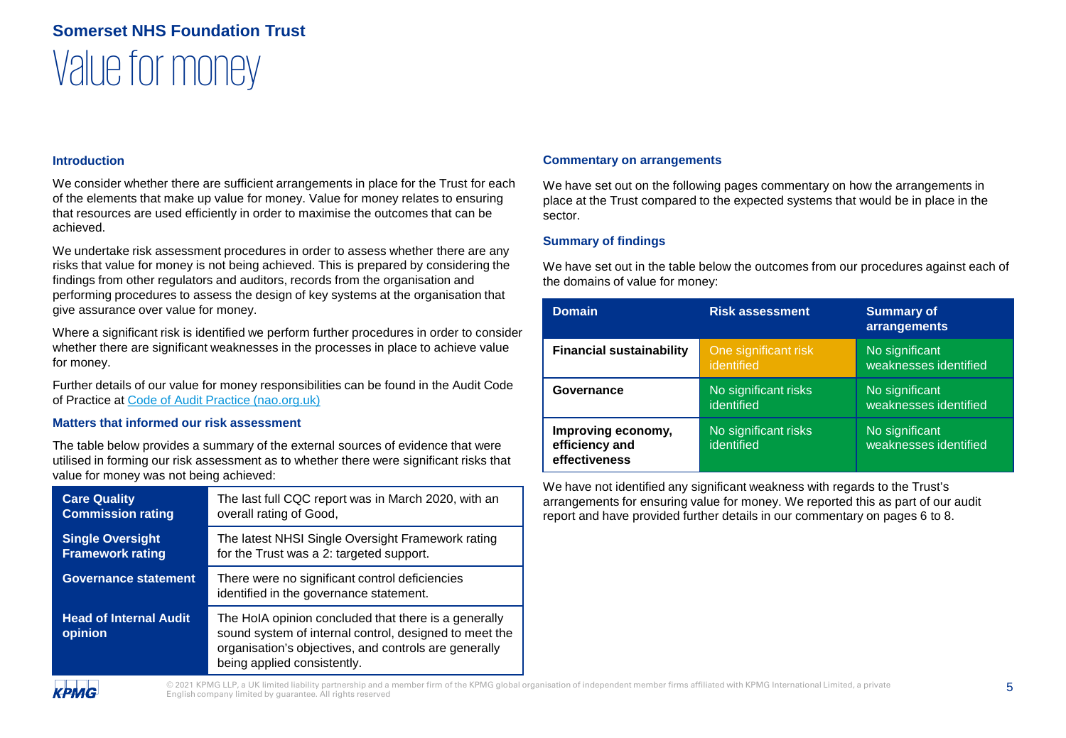# Somerset NHS Foundation Trust

# Value for money

### Introduction

We consider whether there are sufficient arrangements in place for the Trust for each of the elements that make up value for money. Value for money relates to ensuring that resources are used efficiently in order to maximise the outcomes that can be achieved.

We undertake risk assessment procedures in order to assess whether there are any risks that value for money is not being achieved. This is prepared by considering the findings from other regulators and auditors, records from the organisation and performing procedures to assess the design of key systems at the organisation that give assurance over value for money.

Where a significant risk is identified we perform further procedures in order to consider whether there are significant weaknesses in the processes in place to achieve value for money.

Further details of our value for money responsibilities can be found in the Audit Code of Practice at [Code of Audit Practice (nao.org.uk)](https://www.nao.org.uk)

### Matters that informed our risk assessment

The table below provides a summary of the external sources of evidence that were utilised in forming our risk assessment as to whether there were significant risks that value for money was not being achieved:

| | |
|---|---|
| **Care Quality Commission rating** | The last full CQC report was in March 2020, with an overall rating of Good, |
| **Single Oversight Framework rating** | The latest NHSI Single Oversight Framework rating for the Trust was a 2: targeted support. |
| **Governance statement** | There were no significant control deficiencies identified in the governance statement. |
| **Head of Internal Audit opinion** | The HoIA opinion concluded that there is a generally sound system of internal control, designed to meet the organisation's objectives, and controls are generally being applied consistently. |

### Commentary on arrangements

We have set out on the following pages commentary on how the arrangements in place at the Trust compared to the expected systems that would be in place in the sector.

### Summary of findings

We have set out in the table below the outcomes from our procedures against each of the domains of value for money:

| Domain | Risk assessment | Summary of arrangements |
|---|---|---|
| **Financial sustainability** | One significant risk identified | No significant weaknesses identified |
| **Governance** | No significant risks identified | No significant weaknesses identified |
| **Improving economy, efficiency and effectiveness** | No significant risks identified | No significant weaknesses identified |

We have not identified any significant weakness with regards to the Trust's arrangements for ensuring value for money. We reported this as part of our audit report and have provided further details in our commentary on pages 6 to 8.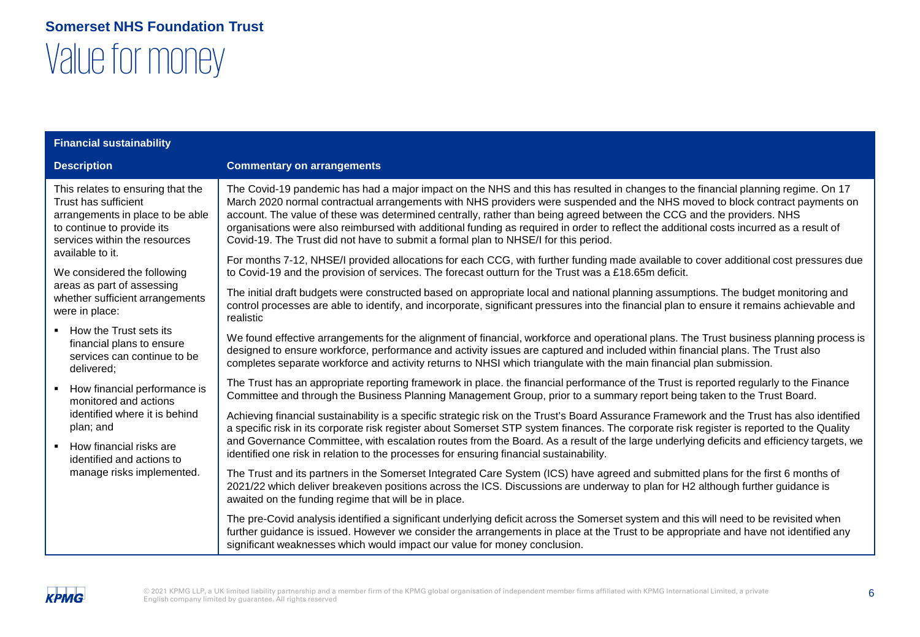**Somerset NHS Foundation Trust**

# Value for money

| Financial sustainability | |
|---|---|
| **Description** | **Commentary on arrangements** |
| This relates to ensuring that the Trust has sufficient arrangements in place to be able to continue to provide its services within the resources available to it.<br><br>We considered the following areas as part of assessing whether sufficient arrangements were in place:<br><br>▪ How the Trust sets its financial plans to ensure services can continue to be delivered;<br><br>▪ How financial performance is monitored and actions identified where it is behind plan; and<br><br>▪ How financial risks are identified and actions to manage risks implemented. | The Covid-19 pandemic has had a major impact on the NHS and this has resulted in changes to the financial planning regime. On 17 March 2020 normal contractual arrangements with NHS providers were suspended and the NHS moved to block contract payments on account. The value of these was determined centrally, rather than being agreed between the CCG and the providers. NHS organisations were also reimbursed with additional funding as required in order to reflect the additional costs incurred as a result of Covid-19. The Trust did not have to submit a formal plan to NHSE/I for this period.<br><br>For months 7-12, NHSE/I provided allocations for each CCG, with further funding made available to cover additional cost pressures due to Covid-19 and the provision of services. The forecast outturn for the Trust was a £18.65m deficit.<br><br>The initial draft budgets were constructed based on appropriate local and national planning assumptions. The budget monitoring and control processes are able to identify, and incorporate, significant pressures into the financial plan to ensure it remains achievable and realistic<br><br>We found effective arrangements for the alignment of financial, workforce and operational plans. The Trust business planning process is designed to ensure workforce, performance and activity issues are captured and included within financial plans. The Trust also completes separate workforce and activity returns to NHSI which triangulate with the main financial plan submission.<br><br>The Trust has an appropriate reporting framework in place. the financial performance of the Trust is reported regularly to the Finance Committee and through the Business Planning Management Group, prior to a summary report being taken to the Trust Board.<br><br>Achieving financial sustainability is a specific strategic risk on the Trust's Board Assurance Framework and the Trust has also identified a specific risk in its corporate risk register about Somerset STP system finances. The corporate risk register is reported to the Quality and Governance Committee, with escalation routes from the Board. As a result of the large underlying deficits and efficiency targets, we identified one risk in relation to the processes for ensuring financial sustainability.<br><br>The Trust and its partners in the Somerset Integrated Care System (ICS) have agreed and submitted plans for the first 6 months of 2021/22 which deliver breakeven positions across the ICS. Discussions are underway to plan for H2 although further guidance is awaited on the funding regime that will be in place.<br><br>The pre-Covid analysis identified a significant underlying deficit across the Somerset system and this will need to be revisited when further guidance is issued. However we consider the arrangements in place at the Trust to be appropriate and have not identified any significant weaknesses which would impact our value for money conclusion. |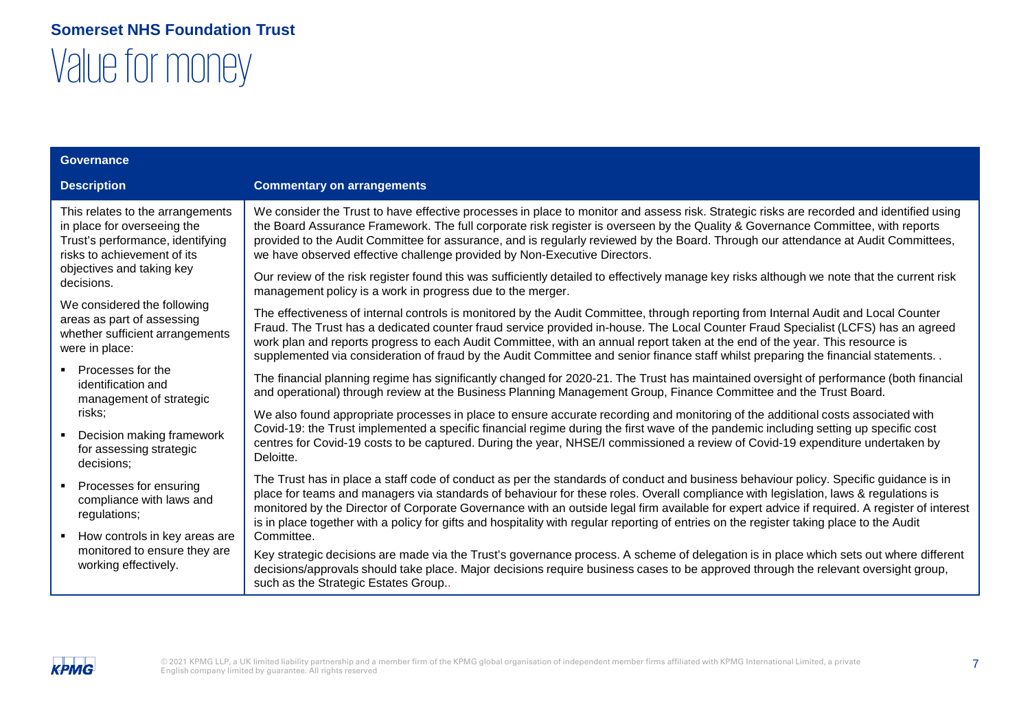**Somerset NHS Foundation Trust**

# Value for money

| Governance | |
|---|---|
| **Description** | **Commentary on arrangements** |
| This relates to the arrangements in place for overseeing the Trust's performance, identifying risks to achievement of its objectives and taking key decisions.<br><br>We considered the following areas as part of assessing whether sufficient arrangements were in place:<br><br>▪ Processes for the identification and management of strategic risks;<br>▪ Decision making framework for assessing strategic decisions;<br>▪ Processes for ensuring compliance with laws and regulations;<br>▪ How controls in key areas are monitored to ensure they are working effectively. | We consider the Trust to have effective processes in place to monitor and assess risk. Strategic risks are recorded and identified using the Board Assurance Framework. The full corporate risk register is overseen by the Quality & Governance Committee, with reports provided to the Audit Committee for assurance, and is regularly reviewed by the Board. Through our attendance at Audit Committees, we have observed effective challenge provided by Non-Executive Directors.<br><br>Our review of the risk register found this was sufficiently detailed to effectively manage key risks although we note that the current risk management policy is a work in progress due to the merger.<br><br>The effectiveness of internal controls is monitored by the Audit Committee, through reporting from Internal Audit and Local Counter Fraud. The Trust has a dedicated counter fraud service provided in-house. The Local Counter Fraud Specialist (LCFS) has an agreed work plan and reports progress to each Audit Committee, with an annual report taken at the end of the year. This resource is supplemented via consideration of fraud by the Audit Committee and senior finance staff whilst preparing the financial statements. .<br><br>The financial planning regime has significantly changed for 2020-21. The Trust has maintained oversight of performance (both financial and operational) through review at the Business Planning Management Group, Finance Committee and the Trust Board.<br><br>We also found appropriate processes in place to ensure accurate recording and monitoring of the additional costs associated with Covid-19: the Trust implemented a specific financial regime during the first wave of the pandemic including setting up specific cost centres for Covid-19 costs to be captured. During the year, NHSE/I commissioned a review of Covid-19 expenditure undertaken by Deloitte.<br><br>The Trust has in place a staff code of conduct as per the standards of conduct and business behaviour policy. Specific guidance is in place for teams and managers via standards of behaviour for these roles. Overall compliance with legislation, laws & regulations is monitored by the Director of Corporate Governance with an outside legal firm available for expert advice if required. A register of interest is in place together with a policy for gifts and hospitality with regular reporting of entries on the register taking place to the Audit Committee.<br><br>Key strategic decisions are made via the Trust's governance process. A scheme of delegation is in place which sets out where different decisions/approvals should take place. Major decisions require business cases to be approved through the relevant oversight group, such as the Strategic Estates Group.. |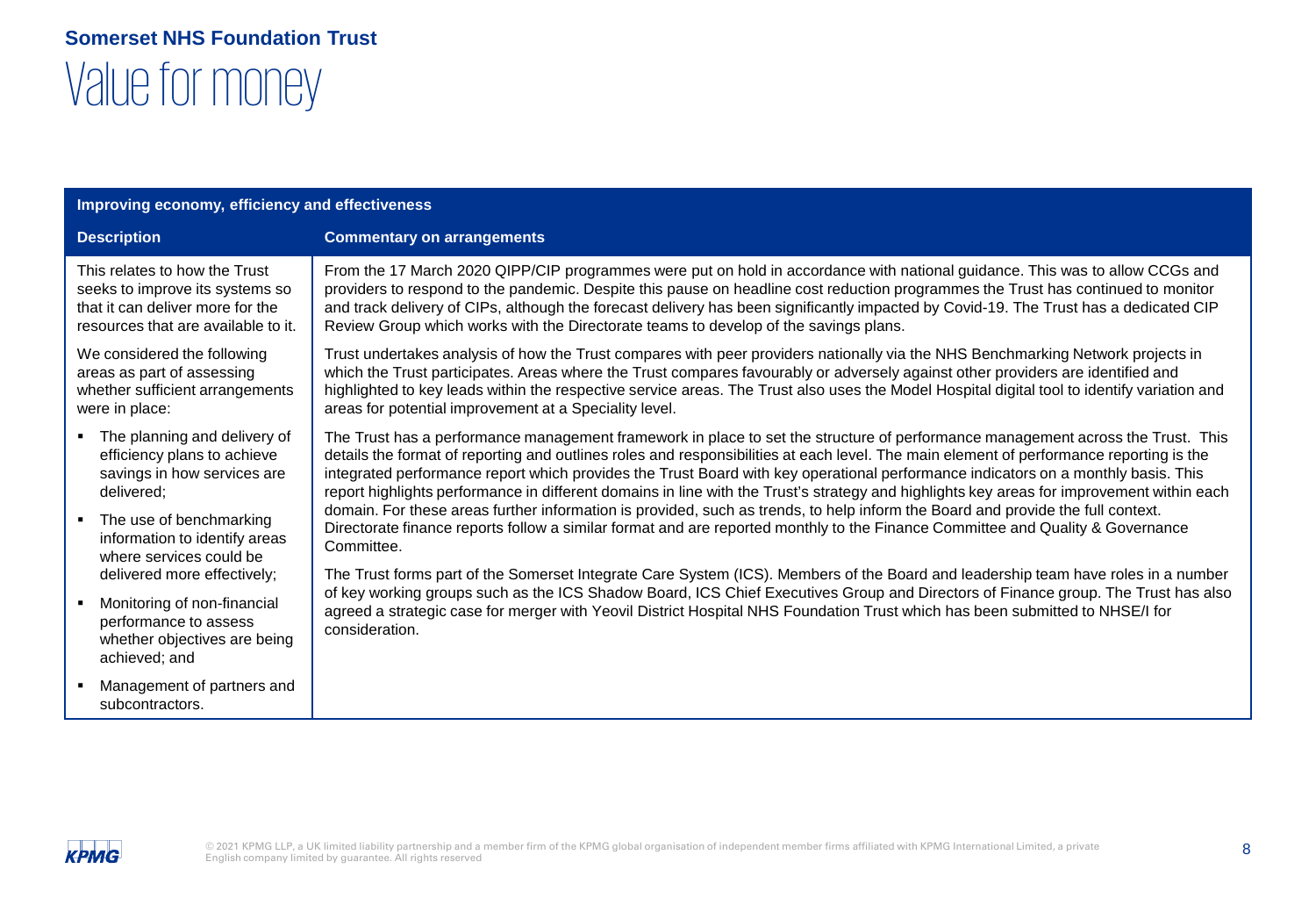**Somerset NHS Foundation Trust**

# Value for money

| Improving economy, efficiency and effectiveness | |
|---|---|
| **Description** | **Commentary on arrangements** |
| This relates to how the Trust seeks to improve its systems so that it can deliver more for the resources that are available to it.<br><br>We considered the following areas as part of assessing whether sufficient arrangements were in place:<br><br>▪ The planning and delivery of efficiency plans to achieve savings in how services are delivered;<br>▪ The use of benchmarking information to identify areas where services could be delivered more effectively;<br>▪ Monitoring of non-financial performance to assess whether objectives are being achieved; and<br>▪ Management of partners and subcontractors. | From the 17 March 2020 QIPP/CIP programmes were put on hold in accordance with national guidance. This was to allow CCGs and providers to respond to the pandemic. Despite this pause on headline cost reduction programmes the Trust has continued to monitor and track delivery of CIPs, although the forecast delivery has been significantly impacted by Covid-19. The Trust has a dedicated CIP Review Group which works with the Directorate teams to develop of the savings plans.<br><br>Trust undertakes analysis of how the Trust compares with peer providers nationally via the NHS Benchmarking Network projects in which the Trust participates. Areas where the Trust compares favourably or adversely against other providers are identified and highlighted to key leads within the respective service areas. The Trust also uses the Model Hospital digital tool to identify variation and areas for potential improvement at a Speciality level.<br><br>The Trust has a performance management framework in place to set the structure of performance management across the Trust. This details the format of reporting and outlines roles and responsibilities at each level. The main element of performance reporting is the integrated performance report which provides the Trust Board with key operational performance indicators on a monthly basis. This report highlights performance in different domains in line with the Trust's strategy and highlights key areas for improvement within each domain. For these areas further information is provided, such as trends, to help inform the Board and provide the full context. Directorate finance reports follow a similar format and are reported monthly to the Finance Committee and Quality & Governance Committee.<br><br>The Trust forms part of the Somerset Integrate Care System (ICS). Members of the Board and leadership team have roles in a number of key working groups such as the ICS Shadow Board, ICS Chief Executives Group and Directors of Finance group. The Trust has also agreed a strategic case for merger with Yeovil District Hospital NHS Foundation Trust which has been submitted to NHSE/I for consideration. |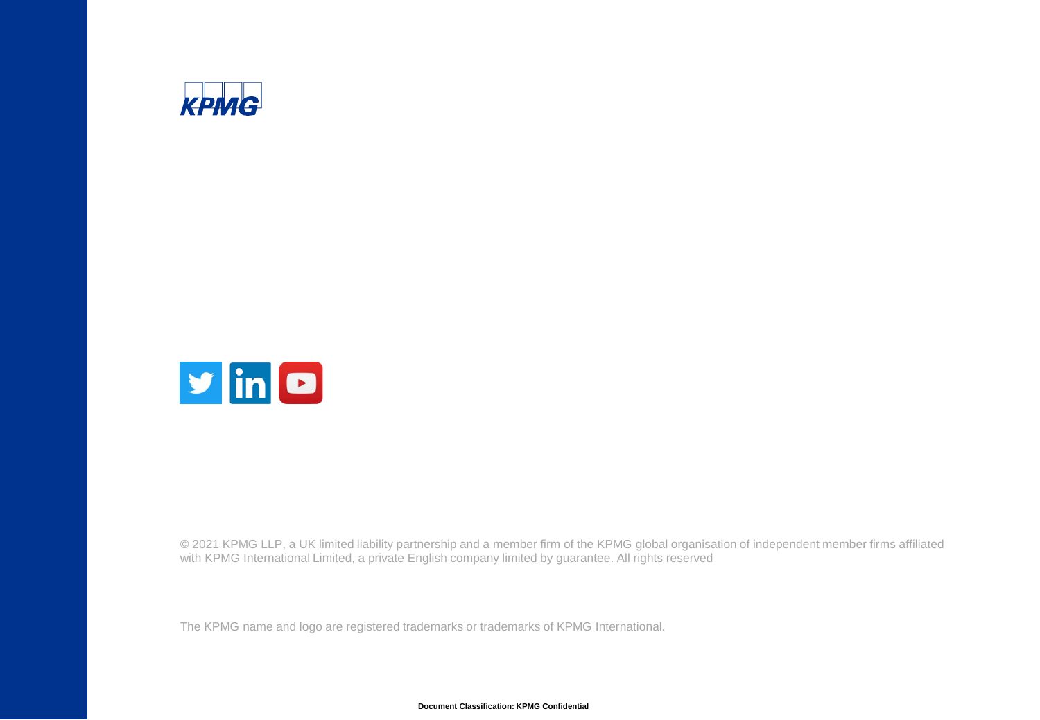© 2021 KPMG LLP, a UK limited liability partnership and a member firm of the KPMG global organisation of independent member firms affiliated with KPMG International Limited, a private English company limited by guarantee. All rights reserved

The KPMG name and logo are registered trademarks or trademarks of KPMG International.

**Document Classification: KPMG Confidential**